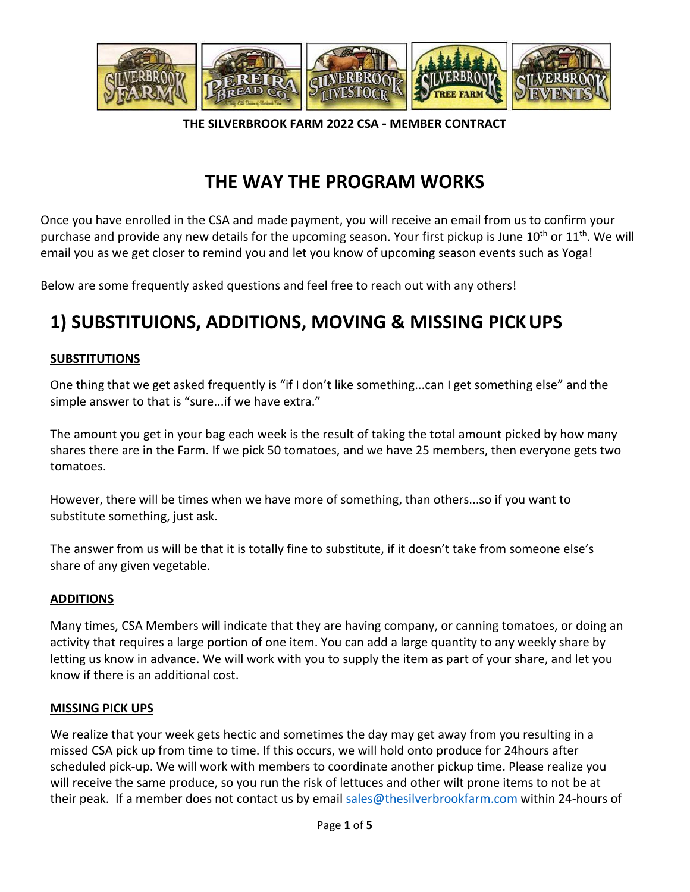**THE SILVERBROOK FARM 2022 CSA - MEMBER CONTRACT**

# THE WAY THE PROGRAM WORKS

Once you have enrolled in the CSA and made payment, you will receive an email from us to confirm your purchase and provide any new details for the upcoming season. Your first pickup is June 10th or 11th. We will email you as we get closer to remind you and let you know of upcoming season events such as Yoga!

Below are some frequently asked questions and feel free to reach out with any others!

## 1) SUBSTITUIONS, ADDITIONS, MOVING & MISSING PICK UPS

**SUBSTITUTIONS**

One thing that we get asked frequently is "if I don't like something...can I get something else" and the simple answer to that is "sure...if we have extra."

The amount you get in your bag each week is the result of taking the total amount picked by how many shares there are in the Farm. If we pick 50 tomatoes, and we have 25 members, then everyone gets two tomatoes.

However, there will be times when we have more of something, than others...so if you want to substitute something, just ask.

The answer from us will be that it is totally fine to substitute, if it doesn't take from someone else's share of any given vegetable.

**ADDITIONS**

Many times, CSA Members will indicate that they are having company, or canning tomatoes, or doing an activity that requires a large portion of one item. You can add a large quantity to any weekly share by letting us know in advance. We will work with you to supply the item as part of your share, and let you know if there is an additional cost.

**MISSING PICK UPS**

We realize that your week gets hectic and sometimes the day may get away from you resulting in a missed CSA pick up from time to time. If this occurs, we will hold onto produce for 24hours after scheduled pick-up. We will work with members to coordinate another pickup time. Please realize you will receive the same produce, so you run the risk of lettuces and other wilt prone items to not be at their peak. If a member does not contact us by email sales@thesilverbrookfarm.com within 24-hours of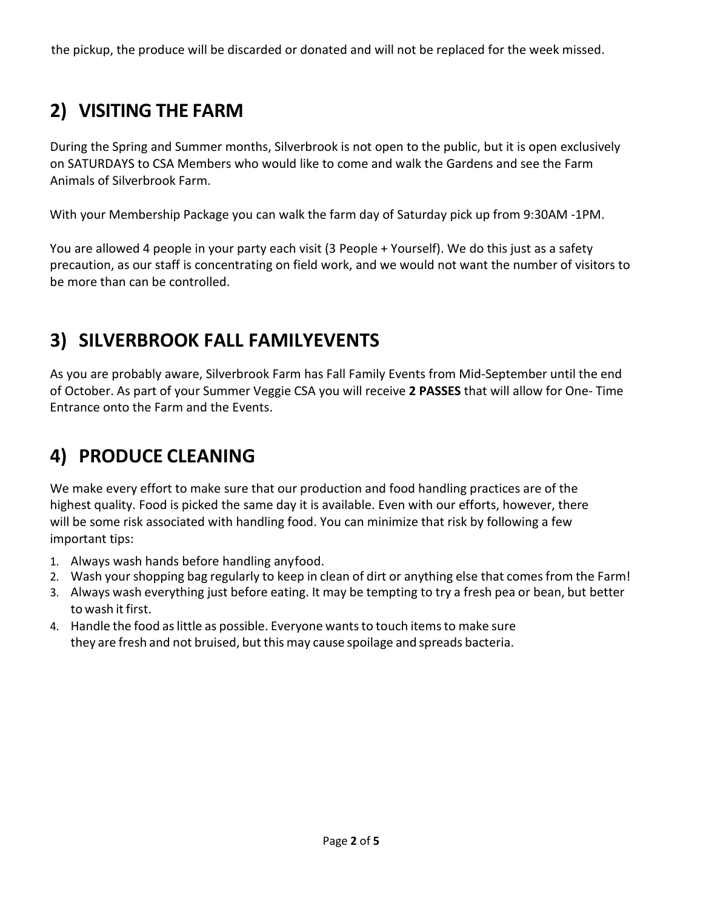the pickup, the produce will be discarded or donated and will not be replaced for the week missed.

## 2) VISITING THE FARM

During the Spring and Summer months, Silverbrook is not open to the public, but it is open exclusively on SATURDAYS to CSA Members who would like to come and walk the Gardens and see the Farm Animals of Silverbrook Farm.

With your Membership Package you can walk the farm day of Saturday pick up from 9:30AM -1PM.

You are allowed 4 people in your party each visit (3 People + Yourself). We do this just as a safety precaution, as our staff is concentrating on field work, and we would not want the number of visitors to be more than can be controlled.

## 3) SILVERBROOK FALL FAMILYEVENTS

As you are probably aware, Silverbrook Farm has Fall Family Events from Mid-September until the end of October. As part of your Summer Veggie CSA you will receive **2 PASSES** that will allow for One- Time Entrance onto the Farm and the Events.

## 4) PRODUCE CLEANING

We make every effort to make sure that our production and food handling practices are of the highest quality. Food is picked the same day it is available. Even with our efforts, however, there will be some risk associated with handling food. You can minimize that risk by following a few important tips:

1. Always wash hands before handling anyfood.
2. Wash your shopping bag regularly to keep in clean of dirt or anything else that comes from the Farm!
3. Always wash everything just before eating. It may be tempting to try a fresh pea or bean, but better to wash it first.
4. Handle the food as little as possible. Everyone wants to touch items to make sure they are fresh and not bruised, but this may cause spoilage and spreads bacteria.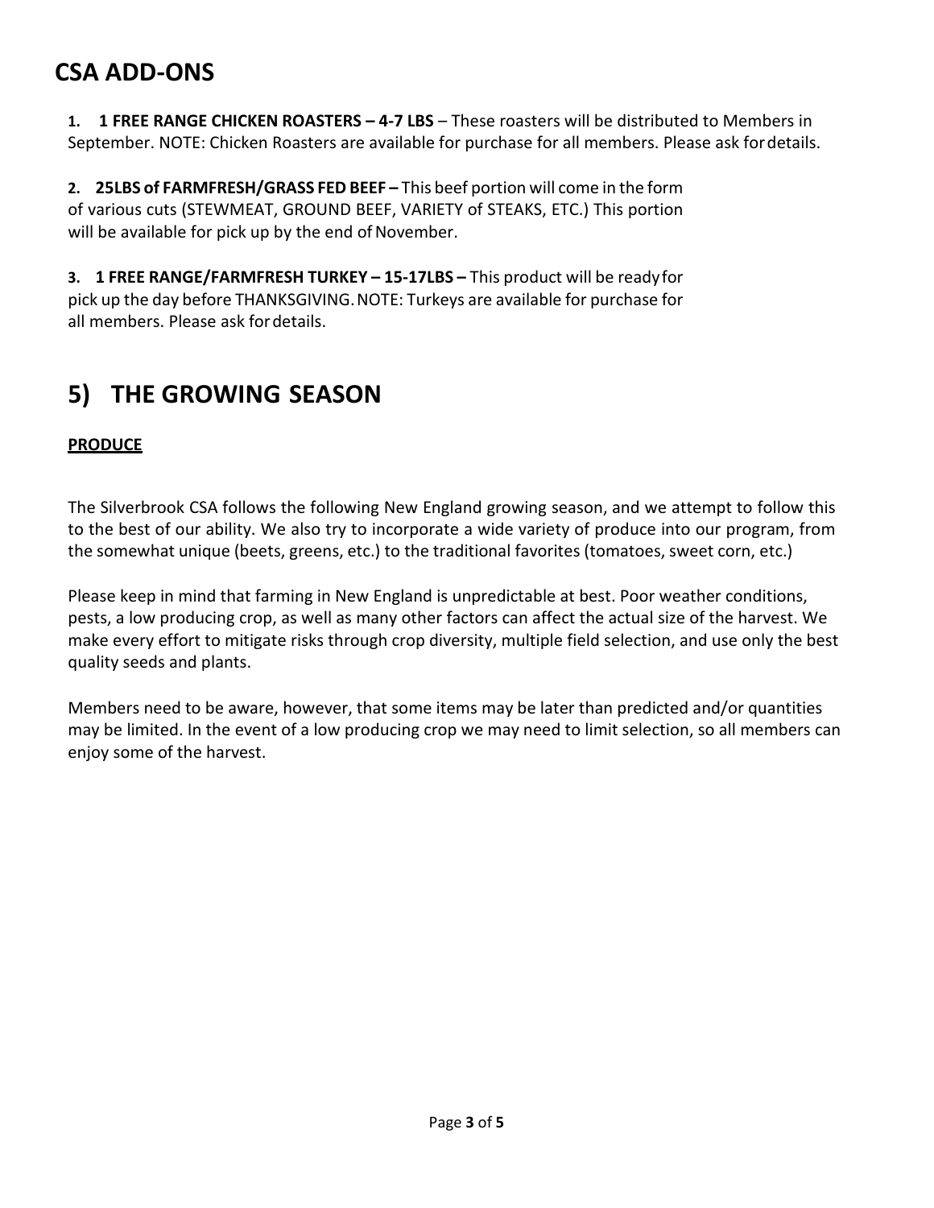## CSA ADD-ONS

1. **1 FREE RANGE CHICKEN ROASTERS – 4-7 LBS** – These roasters will be distributed to Members in September. NOTE: Chicken Roasters are available for purchase for all members. Please ask for details.

2. **25LBS of FARMFRESH/GRASS FED BEEF –** This beef portion will come in the form of various cuts (STEWMEAT, GROUND BEEF, VARIETY of STEAKS, ETC.) This portion will be available for pick up by the end of November.

3. **1 FREE RANGE/FARMFRESH TURKEY – 15-17LBS –** This product will be ready for pick up the day before THANKSGIVING. NOTE: Turkeys are available for purchase for all members. Please ask for details.

# 5) THE GROWING SEASON

**PRODUCE**

The Silverbrook CSA follows the following New England growing season, and we attempt to follow this to the best of our ability. We also try to incorporate a wide variety of produce into our program, from the somewhat unique (beets, greens, etc.) to the traditional favorites (tomatoes, sweet corn, etc.)

Please keep in mind that farming in New England is unpredictable at best. Poor weather conditions, pests, a low producing crop, as well as many other factors can affect the actual size of the harvest. We make every effort to mitigate risks through crop diversity, multiple field selection, and use only the best quality seeds and plants.

Members need to be aware, however, that some items may be later than predicted and/or quantities may be limited. In the event of a low producing crop we may need to limit selection, so all members can enjoy some of the harvest.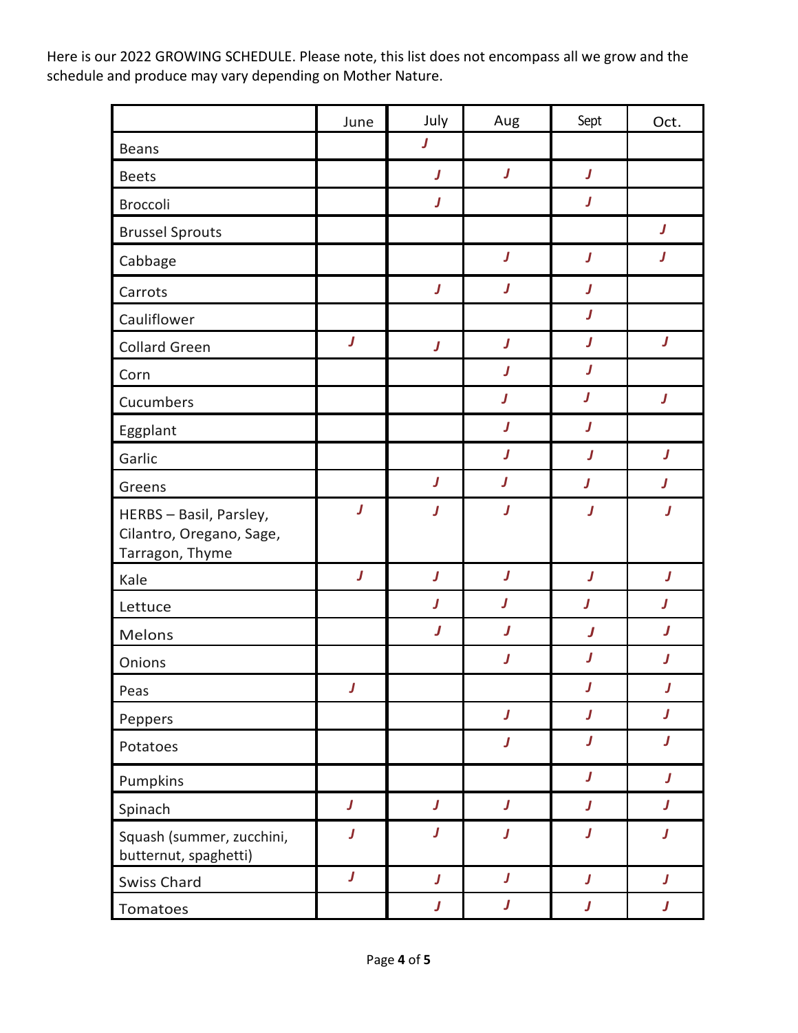Here is our 2022 GROWING SCHEDULE. Please note, this list does not encompass all we grow and the schedule and produce may vary depending on Mother Nature.

| | June | July | Aug | Sept | Oct. |
|---|---|---|---|---|---|
| Beans | | J | | | |
| Beets | | J | J | J | |
| Broccoli | | J | | J | |
| Brussel Sprouts | | | | | J |
| Cabbage | | | J | J | J |
| Carrots | | J | J | J | |
| Cauliflower | | | | J | |
| Collard Green | J | J | J | J | J |
| Corn | | | J | J | |
| Cucumbers | | | J | J | J |
| Eggplant | | | J | J | |
| Garlic | | | J | J | J |
| Greens | | J | J | J | J |
| HERBS – Basil, Parsley, Cilantro, Oregano, Sage, Tarragon, Thyme | J | J | J | J | J |
| Kale | J | J | J | J | J |
| Lettuce | | J | J | J | J |
| Melons | | J | J | J | J |
| Onions | | | J | J | J |
| Peas | J | | | J | J |
| Peppers | | | J | J | J |
| Potatoes | | | J | J | J |
| Pumpkins | | | | J | J |
| Spinach | J | J | J | J | J |
| Squash (summer, zucchini, butternut, spaghetti) | J | J | J | J | J |
| Swiss Chard | J | J | J | J | J |
| Tomatoes | | J | J | J | J |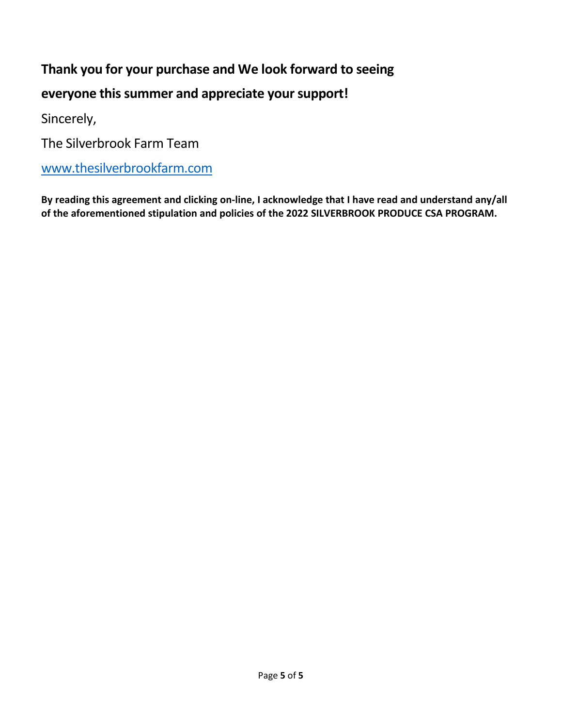**Thank you for your purchase and We look forward to seeing everyone this summer and appreciate your support!**

Sincerely,

The Silverbrook Farm Team

[www.thesilverbrookfarm.com](http://www.thesilverbrookfarm.com)

**By reading this agreement and clicking on-line, I acknowledge that I have read and understand any/all of the aforementioned stipulation and policies of the 2022 SILVERBROOK PRODUCE CSA PROGRAM.**